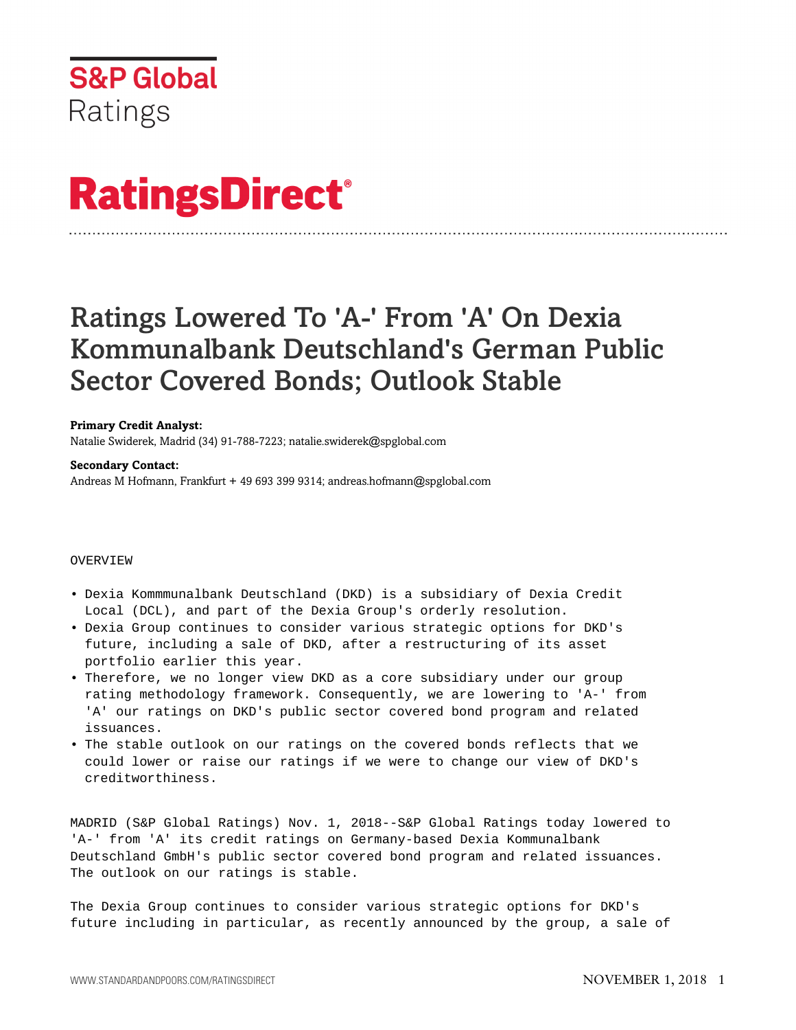S&P Global Ratings

# RatingsDirect®

## Ratings Lowered To 'A-' From 'A' On Dexia Kommunalbank Deutschland's German Public Sector Covered Bonds; Outlook Stable

**Primary Credit Analyst:**
Natalie Swiderek, Madrid (34) 91-788-7223; natalie.swiderek@spglobal.com

**Secondary Contact:**
Andreas M Hofmann, Frankfurt + 49 693 399 9314; andreas.hofmann@spglobal.com

OVERVIEW

- Dexia Kommmunalbank Deutschland (DKD) is a subsidiary of Dexia Credit Local (DCL), and part of the Dexia Group's orderly resolution.
- Dexia Group continues to consider various strategic options for DKD's future, including a sale of DKD, after a restructuring of its asset portfolio earlier this year.
- Therefore, we no longer view DKD as a core subsidiary under our group rating methodology framework. Consequently, we are lowering to 'A-' from 'A' our ratings on DKD's public sector covered bond program and related issuances.
- The stable outlook on our ratings on the covered bonds reflects that we could lower or raise our ratings if we were to change our view of DKD's creditworthiness.

MADRID (S&P Global Ratings) Nov. 1, 2018--S&P Global Ratings today lowered to 'A-' from 'A' its credit ratings on Germany-based Dexia Kommunalbank Deutschland GmbH's public sector covered bond program and related issuances. The outlook on our ratings is stable.

The Dexia Group continues to consider various strategic options for DKD's future including in particular, as recently announced by the group, a sale of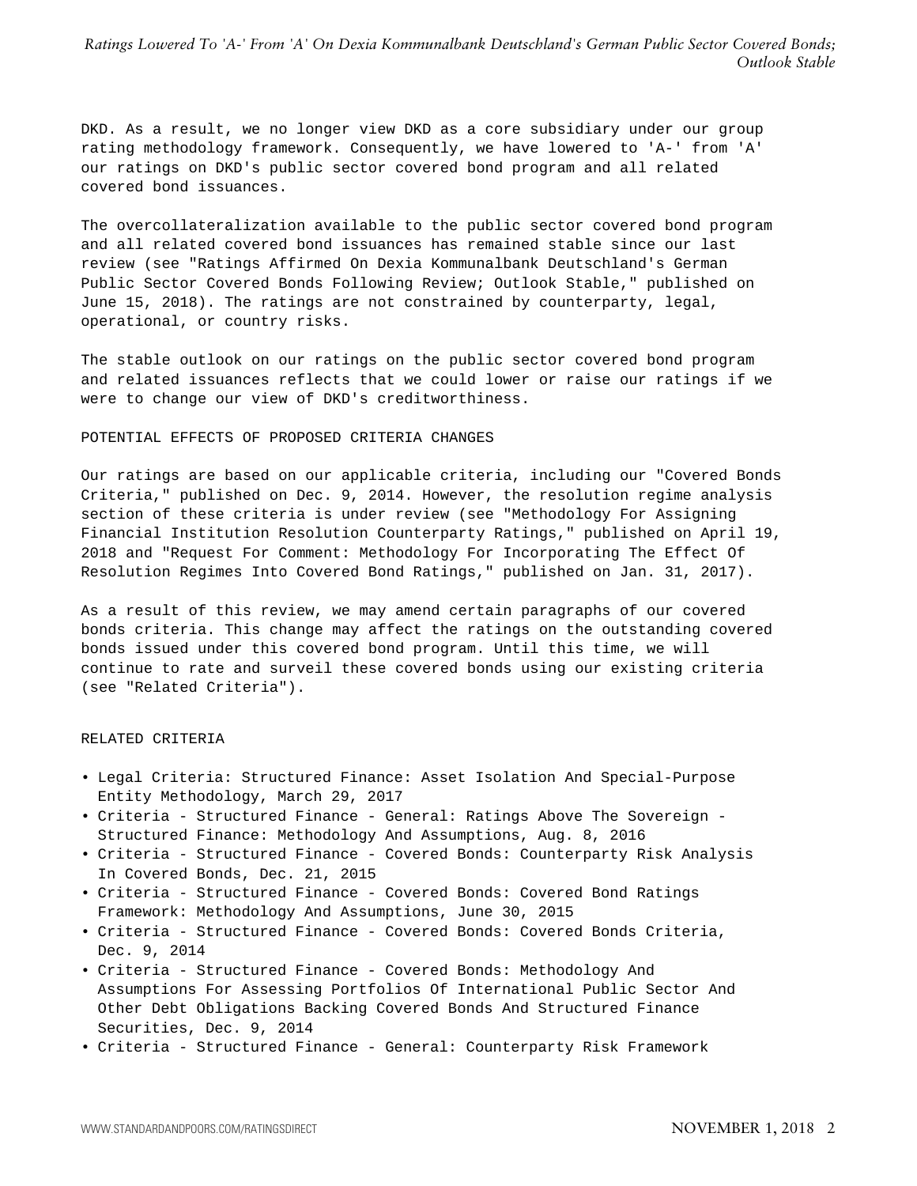DKD. As a result, we no longer view DKD as a core subsidiary under our group rating methodology framework. Consequently, we have lowered to 'A-' from 'A' our ratings on DKD's public sector covered bond program and all related covered bond issuances.

The overcollateralization available to the public sector covered bond program and all related covered bond issuances has remained stable since our last review (see "Ratings Affirmed On Dexia Kommunalbank Deutschland's German Public Sector Covered Bonds Following Review; Outlook Stable," published on June 15, 2018). The ratings are not constrained by counterparty, legal, operational, or country risks.

The stable outlook on our ratings on the public sector covered bond program and related issuances reflects that we could lower or raise our ratings if we were to change our view of DKD's creditworthiness.

## POTENTIAL EFFECTS OF PROPOSED CRITERIA CHANGES

Our ratings are based on our applicable criteria, including our "Covered Bonds Criteria," published on Dec. 9, 2014. However, the resolution regime analysis section of these criteria is under review (see "Methodology For Assigning Financial Institution Resolution Counterparty Ratings," published on April 19, 2018 and "Request For Comment: Methodology For Incorporating The Effect Of Resolution Regimes Into Covered Bond Ratings," published on Jan. 31, 2017).

As a result of this review, we may amend certain paragraphs of our covered bonds criteria. This change may affect the ratings on the outstanding covered bonds issued under this covered bond program. Until this time, we will continue to rate and surveil these covered bonds using our existing criteria (see "Related Criteria").

## RELATED CRITERIA

- Legal Criteria: Structured Finance: Asset Isolation And Special-Purpose Entity Methodology, March 29, 2017
- Criteria - Structured Finance - General: Ratings Above The Sovereign - Structured Finance: Methodology And Assumptions, Aug. 8, 2016
- Criteria - Structured Finance - Covered Bonds: Counterparty Risk Analysis In Covered Bonds, Dec. 21, 2015
- Criteria - Structured Finance - Covered Bonds: Covered Bond Ratings Framework: Methodology And Assumptions, June 30, 2015
- Criteria - Structured Finance - Covered Bonds: Covered Bonds Criteria, Dec. 9, 2014
- Criteria - Structured Finance - Covered Bonds: Methodology And Assumptions For Assessing Portfolios Of International Public Sector And Other Debt Obligations Backing Covered Bonds And Structured Finance Securities, Dec. 9, 2014
- Criteria - Structured Finance - General: Counterparty Risk Framework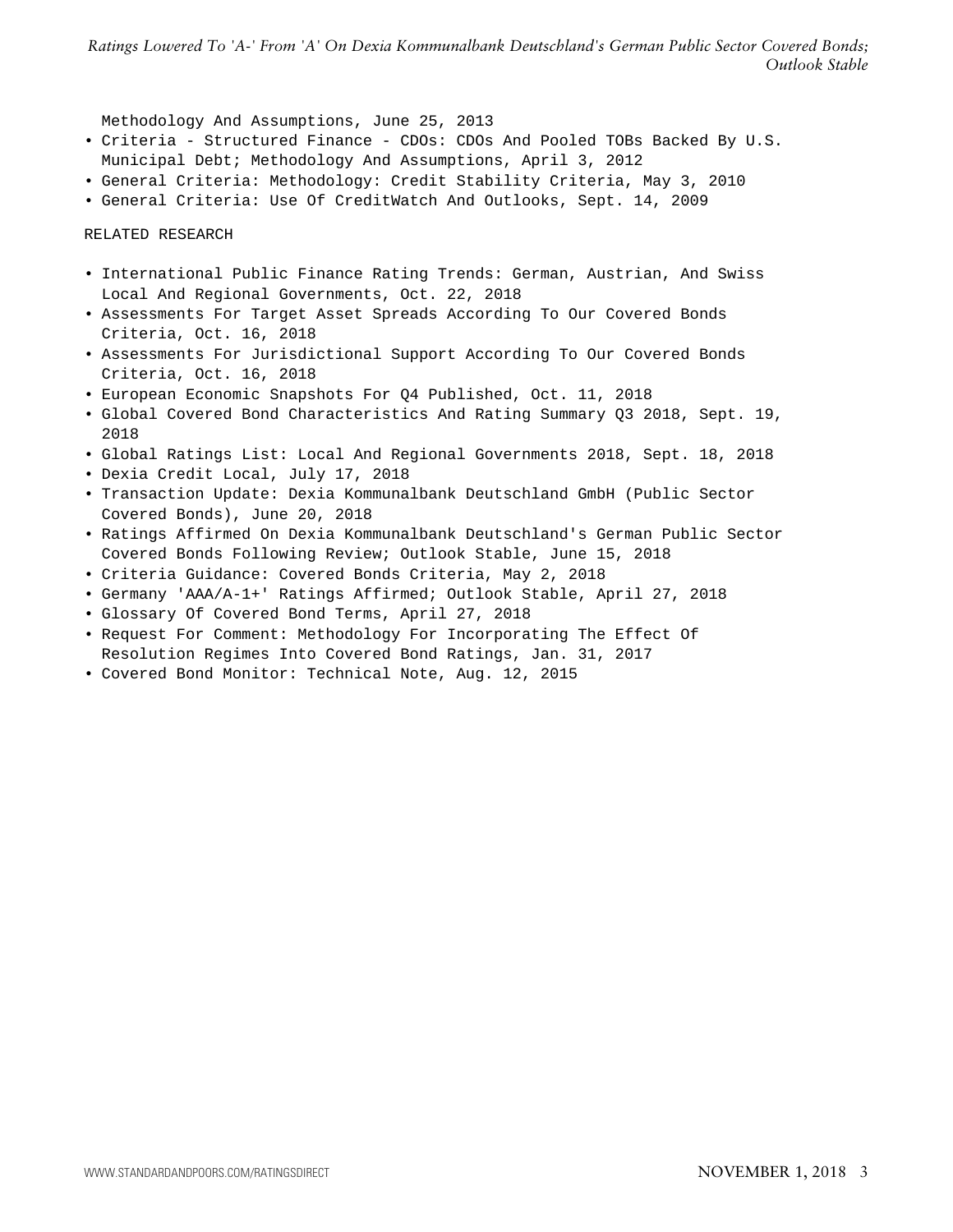Methodology And Assumptions, June 25, 2013

- Criteria - Structured Finance - CDOs: CDOs And Pooled TOBs Backed By U.S. Municipal Debt; Methodology And Assumptions, April 3, 2012
- General Criteria: Methodology: Credit Stability Criteria, May 3, 2010
- General Criteria: Use Of CreditWatch And Outlooks, Sept. 14, 2009

RELATED RESEARCH

- International Public Finance Rating Trends: German, Austrian, And Swiss Local And Regional Governments, Oct. 22, 2018
- Assessments For Target Asset Spreads According To Our Covered Bonds Criteria, Oct. 16, 2018
- Assessments For Jurisdictional Support According To Our Covered Bonds Criteria, Oct. 16, 2018
- European Economic Snapshots For Q4 Published, Oct. 11, 2018
- Global Covered Bond Characteristics And Rating Summary Q3 2018, Sept. 19, 2018
- Global Ratings List: Local And Regional Governments 2018, Sept. 18, 2018
- Dexia Credit Local, July 17, 2018
- Transaction Update: Dexia Kommunalbank Deutschland GmbH (Public Sector Covered Bonds), June 20, 2018
- Ratings Affirmed On Dexia Kommunalbank Deutschland's German Public Sector Covered Bonds Following Review; Outlook Stable, June 15, 2018
- Criteria Guidance: Covered Bonds Criteria, May 2, 2018
- Germany 'AAA/A-1+' Ratings Affirmed; Outlook Stable, April 27, 2018
- Glossary Of Covered Bond Terms, April 27, 2018
- Request For Comment: Methodology For Incorporating The Effect Of Resolution Regimes Into Covered Bond Ratings, Jan. 31, 2017
- Covered Bond Monitor: Technical Note, Aug. 12, 2015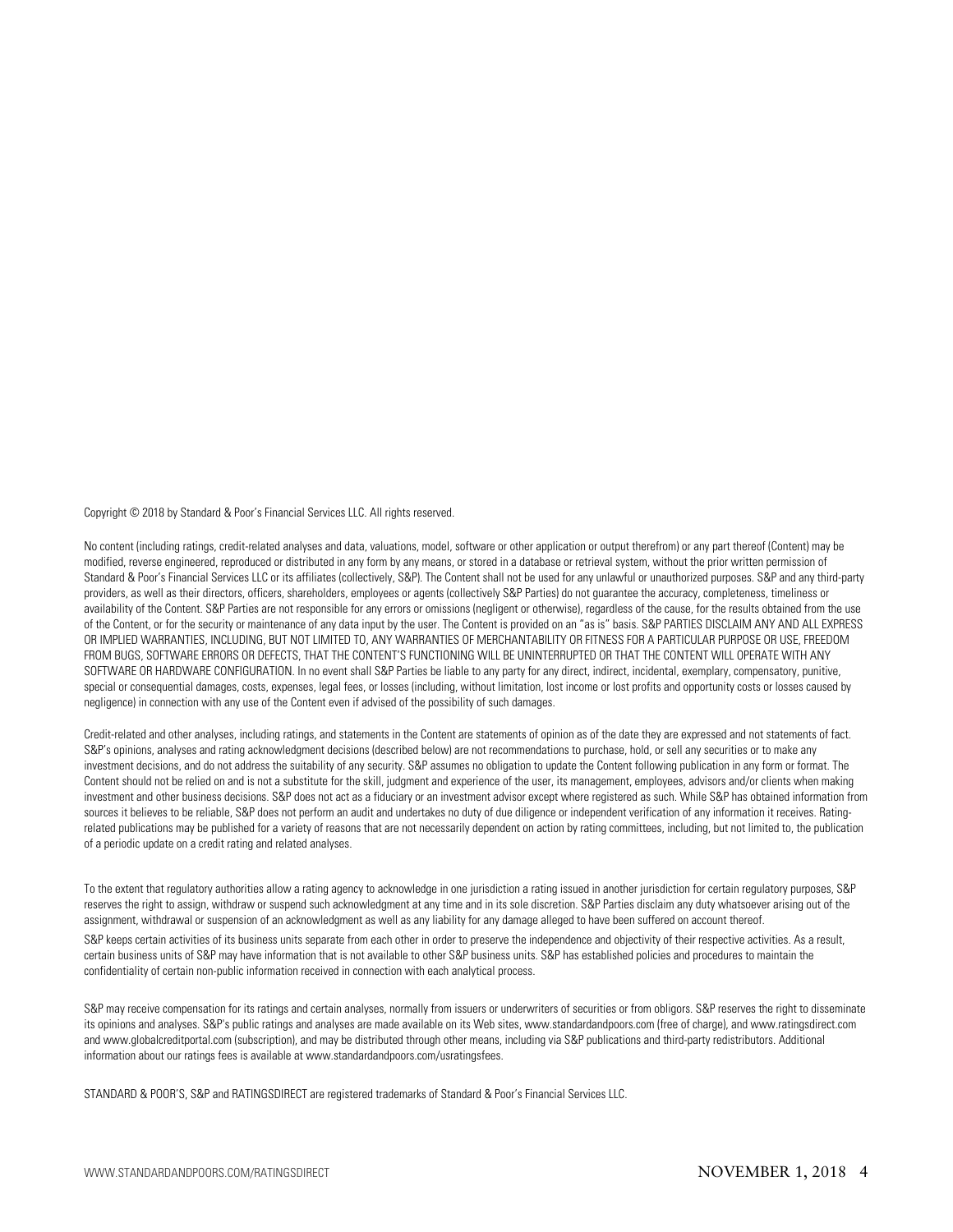Copyright © 2018 by Standard & Poor's Financial Services LLC. All rights reserved.

No content (including ratings, credit-related analyses and data, valuations, model, software or other application or output therefrom) or any part thereof (Content) may be modified, reverse engineered, reproduced or distributed in any form by any means, or stored in a database or retrieval system, without the prior written permission of Standard & Poor's Financial Services LLC or its affiliates (collectively, S&P). The Content shall not be used for any unlawful or unauthorized purposes. S&P and any third-party providers, as well as their directors, officers, shareholders, employees or agents (collectively S&P Parties) do not guarantee the accuracy, completeness, timeliness or availability of the Content. S&P Parties are not responsible for any errors or omissions (negligent or otherwise), regardless of the cause, for the results obtained from the use of the Content, or for the security or maintenance of any data input by the user. The Content is provided on an "as is" basis. S&P PARTIES DISCLAIM ANY AND ALL EXPRESS OR IMPLIED WARRANTIES, INCLUDING, BUT NOT LIMITED TO, ANY WARRANTIES OF MERCHANTABILITY OR FITNESS FOR A PARTICULAR PURPOSE OR USE, FREEDOM FROM BUGS, SOFTWARE ERRORS OR DEFECTS, THAT THE CONTENT'S FUNCTIONING WILL BE UNINTERRUPTED OR THAT THE CONTENT WILL OPERATE WITH ANY SOFTWARE OR HARDWARE CONFIGURATION. In no event shall S&P Parties be liable to any party for any direct, indirect, incidental, exemplary, compensatory, punitive, special or consequential damages, costs, expenses, legal fees, or losses (including, without limitation, lost income or lost profits and opportunity costs or losses caused by negligence) in connection with any use of the Content even if advised of the possibility of such damages.

Credit-related and other analyses, including ratings, and statements in the Content are statements of opinion as of the date they are expressed and not statements of fact. S&P's opinions, analyses and rating acknowledgment decisions (described below) are not recommendations to purchase, hold, or sell any securities or to make any investment decisions, and do not address the suitability of any security. S&P assumes no obligation to update the Content following publication in any form or format. The Content should not be relied on and is not a substitute for the skill, judgment and experience of the user, its management, employees, advisors and/or clients when making investment and other business decisions. S&P does not act as a fiduciary or an investment advisor except where registered as such. While S&P has obtained information from sources it believes to be reliable, S&P does not perform an audit and undertakes no duty of due diligence or independent verification of any information it receives. Rating-related publications may be published for a variety of reasons that are not necessarily dependent on action by rating committees, including, but not limited to, the publication of a periodic update on a credit rating and related analyses.

To the extent that regulatory authorities allow a rating agency to acknowledge in one jurisdiction a rating issued in another jurisdiction for certain regulatory purposes, S&P reserves the right to assign, withdraw or suspend such acknowledgment at any time and in its sole discretion. S&P Parties disclaim any duty whatsoever arising out of the assignment, withdrawal or suspension of an acknowledgment as well as any liability for any damage alleged to have been suffered on account thereof.

S&P keeps certain activities of its business units separate from each other in order to preserve the independence and objectivity of their respective activities. As a result, certain business units of S&P may have information that is not available to other S&P business units. S&P has established policies and procedures to maintain the confidentiality of certain non-public information received in connection with each analytical process.

S&P may receive compensation for its ratings and certain analyses, normally from issuers or underwriters of securities or from obligors. S&P reserves the right to disseminate its opinions and analyses. S&P's public ratings and analyses are made available on its Web sites, www.standardandpoors.com (free of charge), and www.ratingsdirect.com and www.globalcreditportal.com (subscription), and may be distributed through other means, including via S&P publications and third-party redistributors. Additional information about our ratings fees is available at www.standardandpoors.com/usratingsfees.

STANDARD & POOR'S, S&P and RATINGSDIRECT are registered trademarks of Standard & Poor's Financial Services LLC.